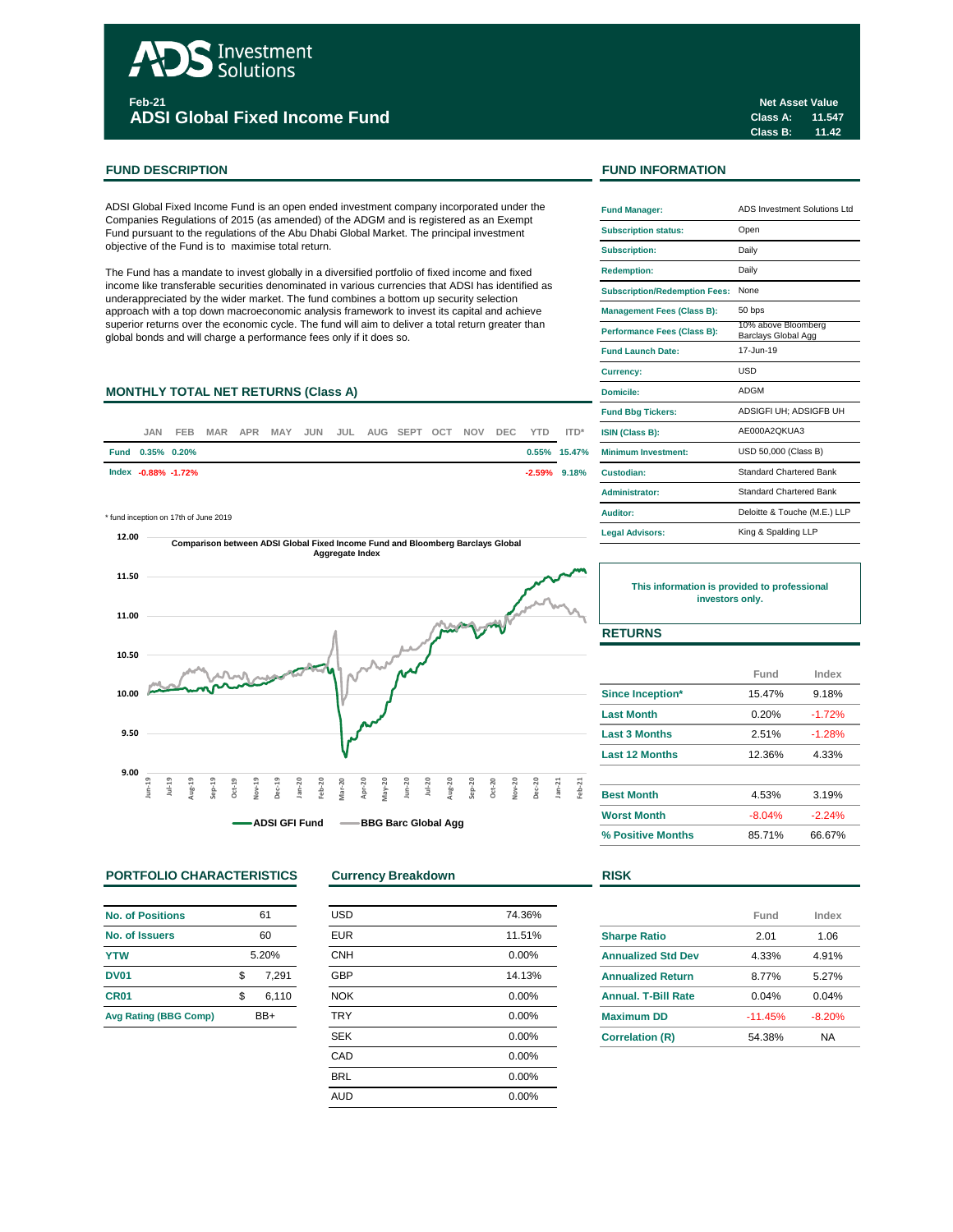# ADS Investment Solutions

**Feb-21**

## ADSI Global Fixed Income Fund

**Net Asset Value**

| | |
|---|---|
| Class A: | 11.547 |
| Class B: | 11.42 |

## FUND DESCRIPTION

ADSI Global Fixed Income Fund is an open ended investment company incorporated under the Companies Regulations of 2015 (as amended) of the ADGM and is registered as an Exempt Fund pursuant to the regulations of the Abu Dhabi Global Market. The principal investment objective of the Fund is to maximise total return.

The Fund has a mandate to invest globally in a diversified portfolio of fixed income and fixed income like transferable securities denominated in various currencies that ADSI has identified as underappreciated by the wider market. The fund combines a bottom up security selection approach with a top down macroeconomic analysis framework to invest its capital and achieve superior returns over the economic cycle. The fund will aim to deliver a total return greater than global bonds and will charge a performance fees only if it does so.

## FUND INFORMATION

| | |
|---|---|
| Fund Manager: | ADS Investment Solutions Ltd |
| Subscription status: | Open |
| Subscription: | Daily |
| Redemption: | Daily |
| Subscription/Redemption Fees: | None |
| Management Fees (Class B): | 50 bps |
| Performance Fees (Class B): | 10% above Bloomberg Barclays Global Agg |
| Fund Launch Date: | 17-Jun-19 |
| Currency: | USD |
| Domicile: | ADGM |
| Fund Bbg Tickers: | ADSIGFI UH; ADSIGFB UH |
| ISIN (Class B): | AE000A2QKUA3 |
| Minimum Investment: | USD 50,000 (Class B) |
| Custodian: | Standard Chartered Bank |
| Administrator: | Standard Chartered Bank |
| Auditor: | Deloitte & Touche (M.E.) LLP |
| Legal Advisors: | King & Spalding LLP |

**This information is provided to professional investors only.**

## MONTHLY TOTAL NET RETURNS (Class A)

| | JAN | FEB | MAR | APR | MAY | JUN | JUL | AUG | SEPT | OCT | NOV | DEC | YTD | ITD* |
|---|---|---|---|---|---|---|---|---|---|---|---|---|---|---|
| Fund | 0.35% | 0.20% | | | | | | | | | | | 0.55% | 15.47% |
| Index | -0.88% | -1.72% | | | | | | | | | | | -2.59% | 9.18% |

\* fund inception on 17th of June 2019

Comparison between ADSI Global Fixed Income Fund and Bloomberg Barclays Global Aggregate Index

ADSI GFI Fund — BBG Barc Global Agg

## RETURNS

| | Fund | Index |
|---|---|---|
| Since Inception* | 15.47% | 9.18% |
| Last Month | 0.20% | -1.72% |
| Last 3 Months | 2.51% | -1.28% |
| Last 12 Months | 12.36% | 4.33% |
| Best Month | 4.53% | 3.19% |
| Worst Month | -8.04% | -2.24% |
| % Positive Months | 85.71% | 66.67% |

## PORTFOLIO CHARACTERISTICS

| | |
|---|---|
| No. of Positions | 61 |
| No. of Issuers | 60 |
| YTW | 5.20% |
| DV01 | $ 7,291 |
| CR01 | $ 6,110 |
| Avg Rating (BBG Comp) | BB+ |

## Currency Breakdown

| | |
|---|---|
| USD | 74.36% |
| EUR | 11.51% |
| CNH | 0.00% |
| GBP | 14.13% |
| NOK | 0.00% |
| TRY | 0.00% |
| SEK | 0.00% |
| CAD | 0.00% |
| BRL | 0.00% |
| AUD | 0.00% |

## RISK

| | Fund | Index |
|---|---|---|
| Sharpe Ratio | 2.01 | 1.06 |
| Annualized Std Dev | 4.33% | 4.91% |
| Annualized Return | 8.77% | 5.27% |
| Annual. T-Bill Rate | 0.04% | 0.04% |
| Maximum DD | -11.45% | -8.20% |
| Correlation (R) | 54.38% | NA |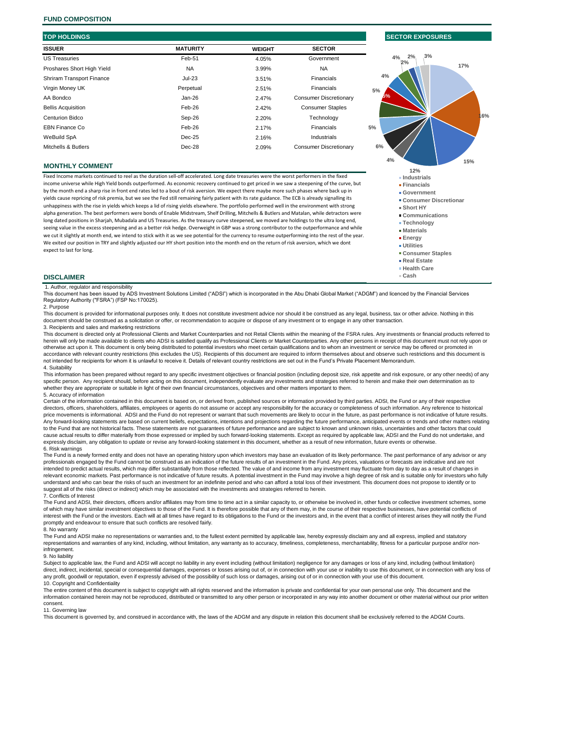## FUND COMPOSITION

### TOP HOLDINGS

| ISSUER | MATURITY | WEIGHT | SECTOR |
|---|---|---|---|
| US Treasuries | Feb-51 | 4.05% | Government |
| Proshares Short High Yield | NA | 3.99% | NA |
| Shriram Transport Finance | Jul-23 | 3.51% | Financials |
| Virgin Money UK | Perpetual | 2.51% | Financials |
| AA Bondco | Jan-26 | 2.47% | Consumer Discretionary |
| Bellis Acquisition | Feb-26 | 2.42% | Consumer Staples |
| Centurion Bidco | Sep-26 | 2.20% | Technology |
| EBN Finance Co | Feb-26 | 2.17% | Financials |
| WeBuild SpA | Dec-25 | 2.16% | Industrials |
| Mitchells & Butlers | Dec-28 | 2.09% | Consumer Discretionary |

### SECTOR EXPOSURES

17%
16%
15%
12%
4%
6%
5%
5%
5%
4%
4%
2%
2%
3%

Industrials
Financials
Government
Consumer Discretionar
Short HY
Communications
Technology
Materials
Energy
Utilities
Consumer Staples
Real Estate
Health Care
Cash

### MONTHLY COMMENT

Fixed Income markets continued to reel as the duration sell-off accelerated. Long date treasuries were the worst performers in the fixed income universe while High Yield bonds outperformed. As economic recovery continued to get priced in we saw a steepening of the curve, but by the month end a sharp rise in front end rates led to a bout of risk aversion. We expect there maybe more such phases where back up in yields cause repricing of risk premia, but we see the Fed still remaining fairly patient with its rate guidance. The ECB is already signalling its unhappiness with the rise in yields which keeps a lid of rising yields elsewhere. The portfolio performed well in the environment with strong alpha generation. The best performers were bonds of Enable Midstream, Shelf Drilling, Mitchells & Butlers and Matalan, while detractors were long dated positions in Sharjah, Mubadala and US Treasuries. As the treasury curve steepened, we moved are holdings to the ultra long end, seeing value in the excess steepening and as a better risk hedge. Overweight in GBP was a strong contributor to the outperformance and while we cut it slightly at month end, we intend to stick with it as we see potential for the currency to resume outperforming into the rest of the year. We exited our position in TRY and slightly adjusted our HY short position into the month end on the return of risk aversion, which we dont expect to last for long.

### DISCLAIMER

1. Author, regulator and responsibility

This document has been issued by ADS Investment Solutions Limited ("ADSI") which is incorporated in the Abu Dhabi Global Market ("ADGM") and licenced by the Financial Services Regulatory Authority ("FSRA") (FSP No:170025).

2. Purpose

This document is provided for informational purposes only. It does not constitute investment advice nor should it be construed as any legal, business, tax or other advice. Nothing in this document should be construed as a solicitation or offer, or recommendation to acquire or dispose of any investment or to engage in any other transaction.

3. Recipients and sales and marketing restrictions

This document is directed only at Professional Clients and Market Counterparties and not Retail Clients within the meaning of the FSRA rules. Any investments or financial products referred to herein will only be made available to clients who ADSI is satisfied qualify as Professional Clients or Market Counterparties. Any other persons in receipt of this document must not rely upon or otherwise act upon it. This document is only being distributed to potential investors who meet certain qualifications and to whom an investment or service may be offered or promoted in accordance with relevant country restrictions (this excludes the US). Recipients of this document are required to inform themselves about and observe such restrictions and this document is not intended for recipients for whom it is unlawful to receive it. Details of relevant country restrictions are set out in the Fund's Private Placement Memorandum.

4. Suitability

This information has been prepared without regard to any specific investment objectives or financial position (including deposit size, risk appetite and risk exposure, or any other needs) of any specific person. Any recipient should, before acting on this document, independently evaluate any investments and strategies referred to herein and make their own determination as to whether they are appropriate or suitable in light of their own financial circumstances, objectives and other matters important to them.

5. Accuracy of information

Certain of the information contained in this document is based on, or derived from, published sources or information provided by third parties. ADSI, the Fund or any of their respective directors, officers, shareholders, affiliates, employees or agents do not assume or accept any responsibility for the accuracy or completeness of such information. Any reference to historical price movements is informational. ADSI and the Fund do not represent or warrant that such movements are likely to occur in the future, as past performance is not indicative of future results. Any forward-looking statements are based on current beliefs, expectations, intentions and projections regarding the future performance, anticipated events or trends and other matters relating to the Fund that are not historical facts. These statements are not guarantees of future performance and are subject to known and unknown risks, uncertainties and other factors that could cause actual results to differ materially from those expressed or implied by such forward-looking statements. Except as required by applicable law, ADSI and the Fund do not undertake, and expressly disclaim, any obligation to update or revise any forward-looking statement in this document, whether as a result of new information, future events or otherwise.

6. Risk warnings

The Fund is a newly formed entity and does not have an operating history upon which investors may base an evaluation of its likely performance. The past performance of any advisor or any professionals engaged by the Fund cannot be construed as an indication of the future results of an investment in the Fund. Any prices, valuations or forecasts are indicative and are not intended to predict actual results, which may differ substantially from those reflected. The value of and income from any investment may fluctuate from day to day as a result of changes in relevant economic markets. Past performance is not indicative of future results. A potential investment in the Fund may involve a high degree of risk and is suitable only for investors who fully understand and who can bear the risks of such an investment for an indefinite period and who can afford a total loss of their investment. This document does not propose to identify or to suggest all of the risks (direct or indirect) which may be associated with the investments and strategies referred to herein.

7. Conflicts of Interest

The Fund and ADSI, their directors, officers and/or affiliates may from time to time act in a similar capacity to, or otherwise be involved in, other funds or collective investment schemes, some of which may have similar investment objectives to those of the Fund. It is therefore possible that any of them may, in the course of their respective businesses, have potential conflicts of interest with the Fund or the investors. Each will at all times have regard to its obligations to the Fund or the investors and, in the event that a conflict of interest arises they will notify the Fund promptly and endeavour to ensure that such conflicts are resolved fairly.

8. No warranty

The Fund and ADSI make no representations or warranties and, to the fullest extent permitted by applicable law, hereby expressly disclaim any and all express, implied and statutory representations and warranties of any kind, including, without limitation, any warranty as to accuracy, timeliness, completeness, merchantability, fitness for a particular purpose and/or non-infringement.

9. No liability

Subject to applicable law, the Fund and ADSI will accept no liability in any event including (without limitation) negligence for any damages or loss of any kind, including (without limitation) direct, indirect, incidental, special or consequential damages, expenses or losses arising out of, or in connection with your use or inability to use this document, or in connection with any loss of any profit, goodwill or reputation, even if expressly advised of the possibility of such loss or damages, arising out of or in connection with your use of this document.

10. Copyright and Confidentiality

The entire content of this document is subject to copyright with all rights reserved and the information is private and confidential for your own personal use only. This document and the information contained herein may not be reproduced, distributed or transmitted to any other person or incorporated in any way into another document or other material without our prior written consent.

11. Governing law

This document is governed by, and construed in accordance with, the laws of the ADGM and any dispute in relation this document shall be exclusively referred to the ADGM Courts.